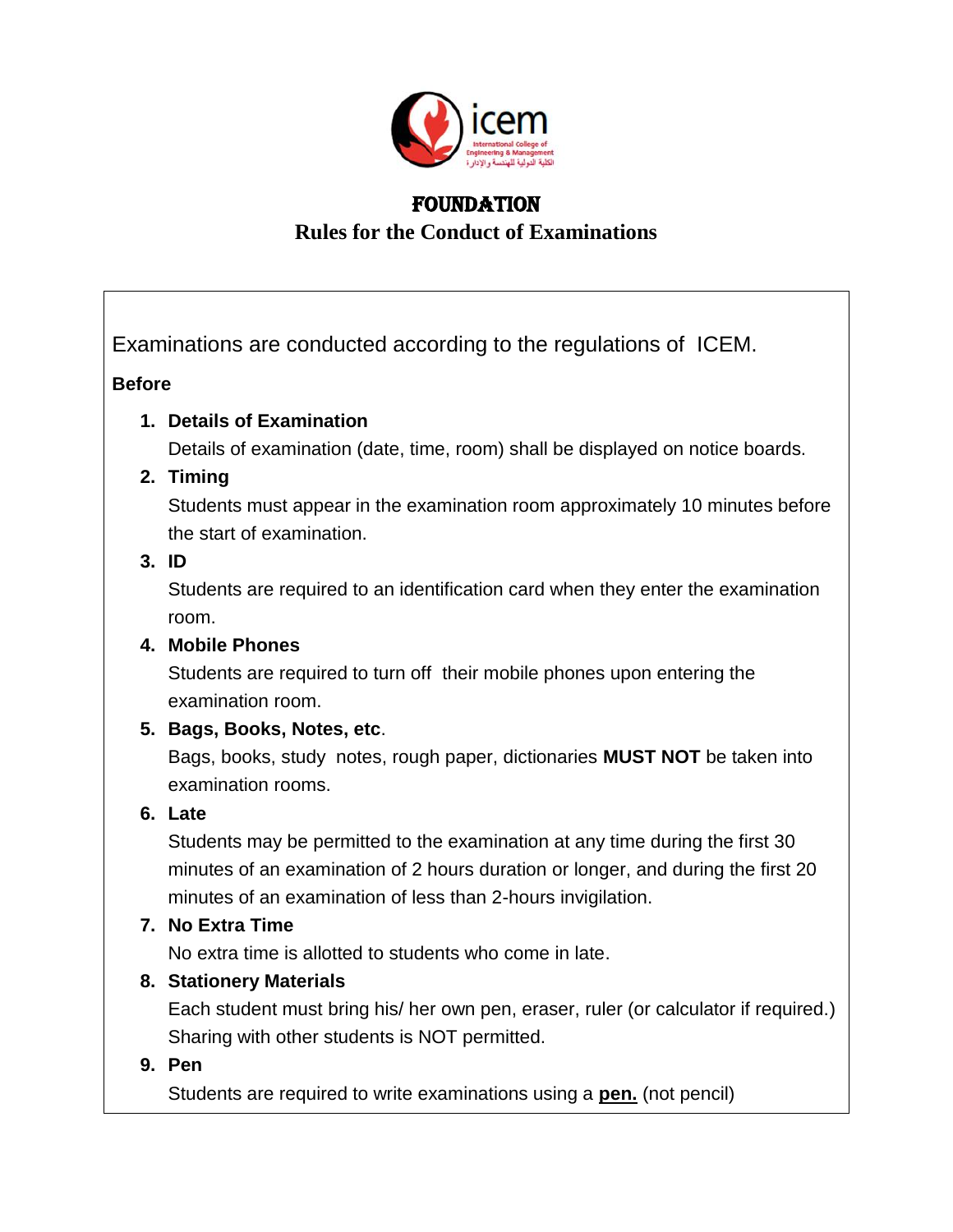icem

International College of Engineering & Management

الكلية الدولية للهندسة والإدارة

# FOUNDATION

## Rules for the Conduct of Examinations

Examinations are conducted according to the regulations of ICEM.

**Before**

1. **Details of Examination**

   Details of examination (date, time, room) shall be displayed on notice boards.

2. **Timing**

   Students must appear in the examination room approximately 10 minutes before the start of examination.

3. **ID**

   Students are required to an identification card when they enter the examination room.

4. **Mobile Phones**

   Students are required to turn off their mobile phones upon entering the examination room.

5. **Bags, Books, Notes, etc**.

   Bags, books, study notes, rough paper, dictionaries **MUST NOT** be taken into examination rooms.

6. **Late**

   Students may be permitted to the examination at any time during the first 30 minutes of an examination of 2 hours duration or longer, and during the first 20 minutes of an examination of less than 2-hours invigilation.

7. **No Extra Time**

   No extra time is allotted to students who come in late.

8. **Stationery Materials**

   Each student must bring his/ her own pen, eraser, ruler (or calculator if required.) Sharing with other students is NOT permitted.

9. **Pen**

   Students are required to write examinations using a **<u>pen.</u>** (not pencil)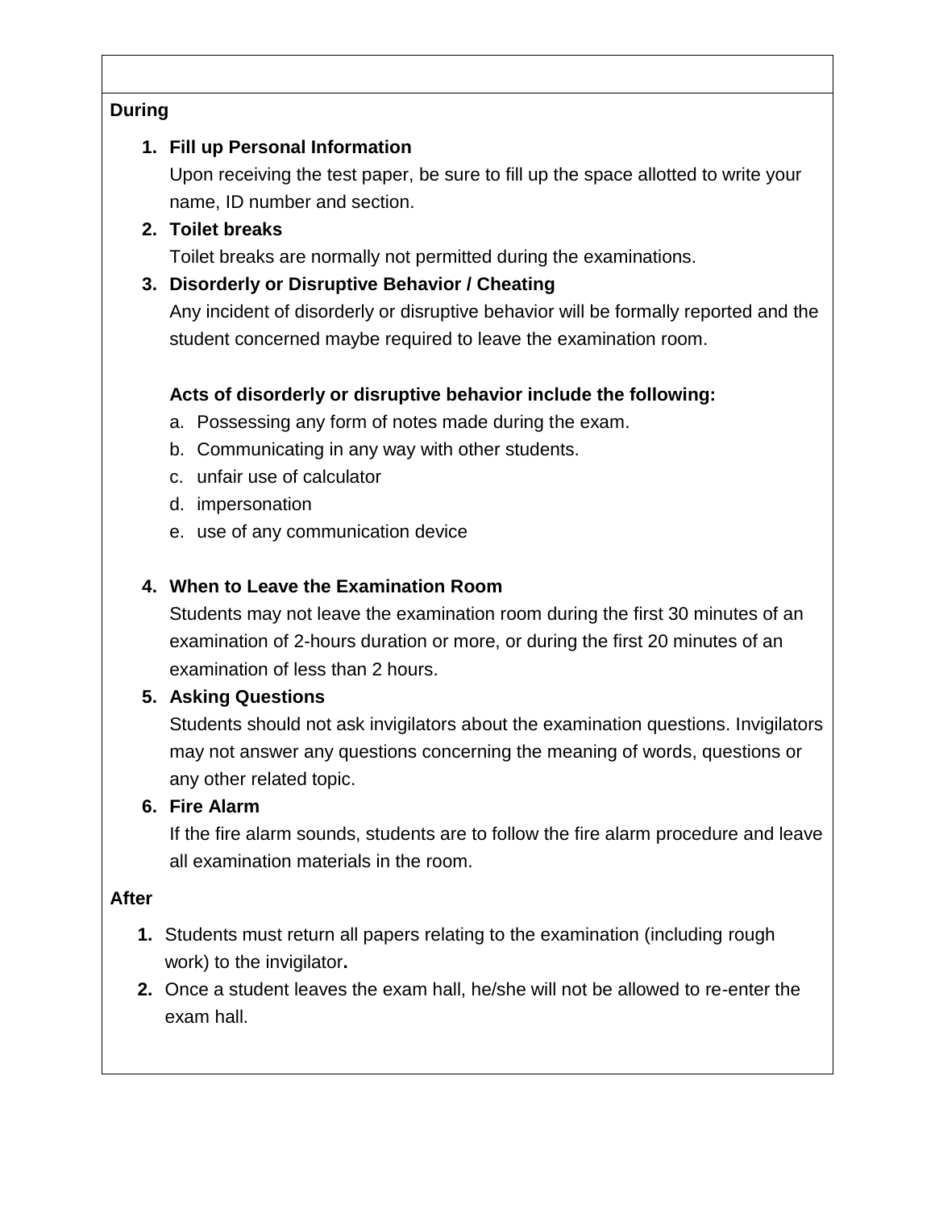**During**

1. **Fill up Personal Information**
   Upon receiving the test paper, be sure to fill up the space allotted to write your name, ID number and section.
2. **Toilet breaks**
   Toilet breaks are normally not permitted during the examinations.
3. **Disorderly or Disruptive Behavior / Cheating**
   Any incident of disorderly or disruptive behavior will be formally reported and the student concerned maybe required to leave the examination room.

   **Acts of disorderly or disruptive behavior include the following:**
   a. Possessing any form of notes made during the exam.
   b. Communicating in any way with other students.
   c. unfair use of calculator
   d. impersonation
   e. use of any communication device

4. **When to Leave the Examination Room**
   Students may not leave the examination room during the first 30 minutes of an examination of 2-hours duration or more, or during the first 20 minutes of an examination of less than 2 hours.
5. **Asking Questions**
   Students should not ask invigilators about the examination questions. Invigilators may not answer any questions concerning the meaning of words, questions or any other related topic.
6. **Fire Alarm**
   If the fire alarm sounds, students are to follow the fire alarm procedure and leave all examination materials in the room.

**After**

1. Students must return all papers relating to the examination (including rough work) to the invigilator.
2. Once a student leaves the exam hall, he/she will not be allowed to re-enter the exam hall.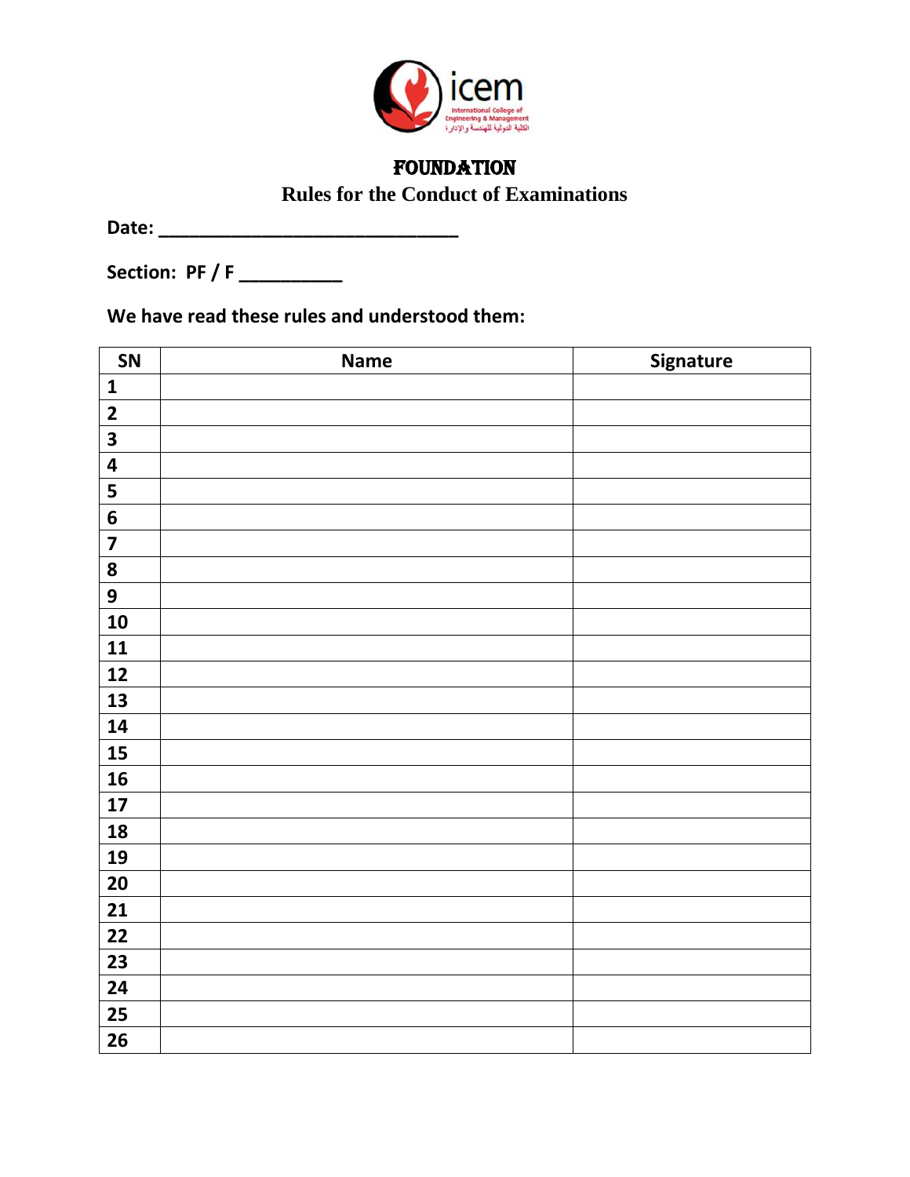icem
International College of Engineering & Management
الكلية الدولية للهندسة والإدارة

# FOUNDATION

## Rules for the Conduct of Examinations

**Date: ______________________________**

**Section: PF / F __________**

**We have read these rules and understood them:**

| SN | Name | Signature |
|---|---|---|
| 1 | | |
| 2 | | |
| 3 | | |
| 4 | | |
| 5 | | |
| 6 | | |
| 7 | | |
| 8 | | |
| 9 | | |
| 10 | | |
| 11 | | |
| 12 | | |
| 13 | | |
| 14 | | |
| 15 | | |
| 16 | | |
| 17 | | |
| 18 | | |
| 19 | | |
| 20 | | |
| 21 | | |
| 22 | | |
| 23 | | |
| 24 | | |
| 25 | | |
| 26 | | |